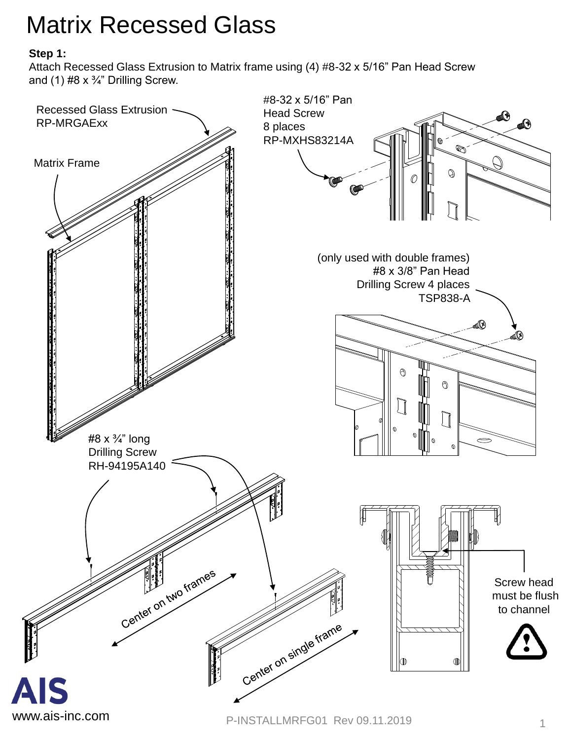# Matrix Recessed Glass

**Step 1:**
Attach Recessed Glass Extrusion to Matrix frame using (4) #8-32 x 5/16" Pan Head Screw and (1) #8 x ¾" Drilling Screw.

Recessed Glass Extrusion
RP-MRGAExx

Matrix Frame

#8-32 x 5/16" Pan Head Screw
8 places
RP-MXHS83214A

(only used with double frames)
#8 x 3/8" Pan Head Drilling Screw 4 places
TSP838-A

#8 x ¾" long Drilling Screw
RH-94195A140

Center on two frames

Center on single frame

Screw head must be flush to channel

AIS
www.ais-inc.com

P-INSTALLMRFG01 Rev 09.11.2019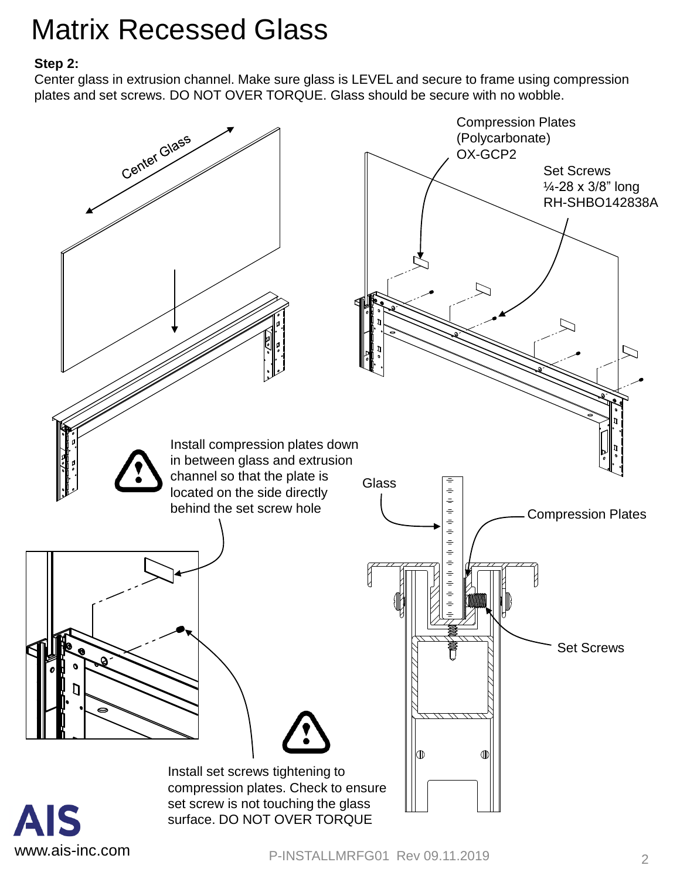# Matrix Recessed Glass

**Step 2:**
Center glass in extrusion channel. Make sure glass is LEVEL and secure to frame using compression plates and set screws. DO NOT OVER TORQUE. Glass should be secure with no wobble.

Center Glass

Compression Plates (Polycarbonate) OX-GCP2

Set Screws ¼-28 x 3/8" long RH-SHBO142838A

Install compression plates down in between glass and extrusion channel so that the plate is located on the side directly behind the set screw hole

Glass

Compression Plates

Set Screws

Install set screws tightening to compression plates. Check to ensure set screw is not touching the glass surface. DO NOT OVER TORQUE

AIS
www.ais-inc.com

P-INSTALLMRFG01 Rev 09.11.2019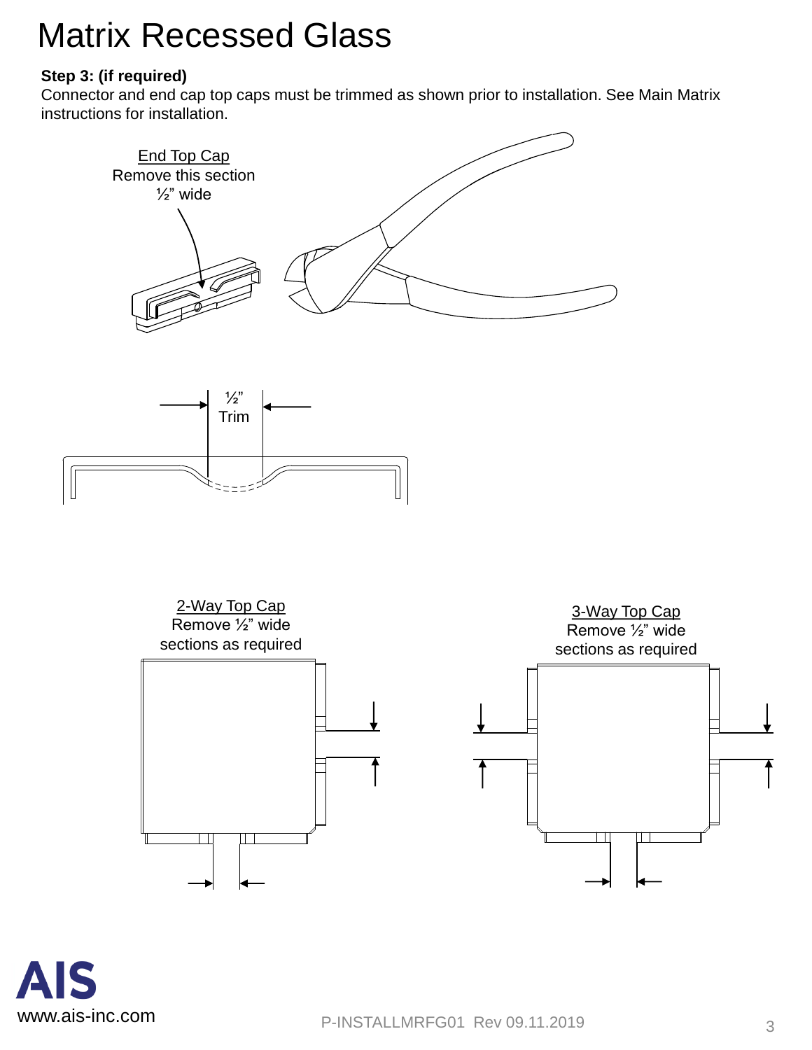# Matrix Recessed Glass

**Step 3: (if required)**
Connector and end cap top caps must be trimmed as shown prior to installation. See Main Matrix instructions for installation.

End Top Cap
Remove this section
½" wide

½"
Trim

2-Way Top Cap
Remove ½" wide
sections as required

3-Way Top Cap
Remove ½" wide
sections as required

AIS
www.ais-inc.com

P-INSTALLMRFG01 Rev 09.11.2019